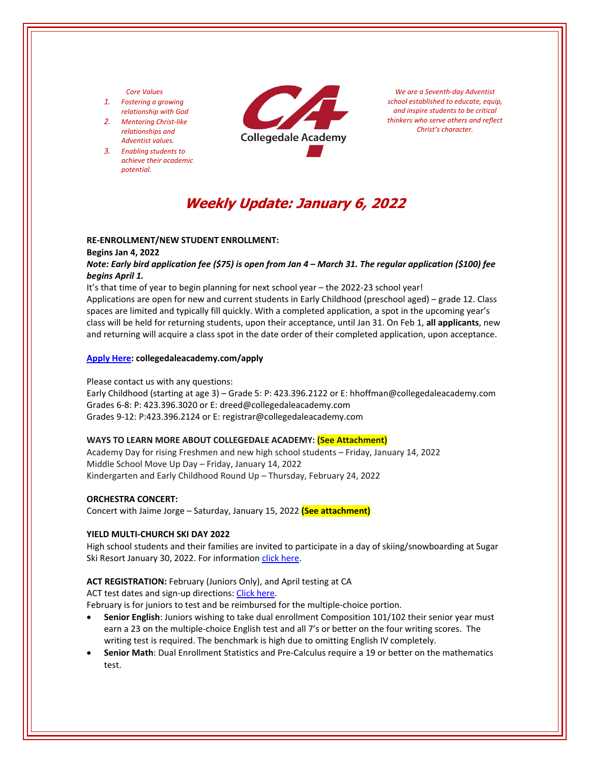*Core Values*

1. *Fostering a growing relationship with God*
2. *Mentoring Christ-like relationships and Adventist values.*
3. *Enabling students to achieve their academic potential.*

Collegedale Academy

*We are a Seventh-day Adventist school established to educate, equip, and inspire students to be critical thinkers who serve others and reflect Christ's character.*

# *Weekly Update: January 6, 2022*

**RE-ENROLLMENT/NEW STUDENT ENROLLMENT:**

**Begins Jan 4, 2022**

***Note: Early bird application fee ($75) is open from Jan 4 – March 31. The regular application ($100) fee begins April 1.***

It's that time of year to begin planning for next school year – the 2022-23 school year!

Applications are open for new and current students in Early Childhood (preschool aged) – grade 12. Class spaces are limited and typically fill quickly. With a completed application, a spot in the upcoming year's class will be held for returning students, upon their acceptance, until Jan 31. On Feb 1, **all applicants**, new and returning will acquire a class spot in the date order of their completed application, upon acceptance.

**Apply Here: collegedaleacademy.com/apply**

Please contact us with any questions:

Early Childhood (starting at age 3) – Grade 5: P: 423.396.2122 or E: hhoffman@collegedaleacademy.com

Grades 6-8: P: 423.396.3020 or E: dreed@collegedaleacademy.com

Grades 9-12: P:423.396.2124 or E: registrar@collegedaleacademy.com

**WAYS TO LEARN MORE ABOUT COLLEGEDALE ACADEMY: (See Attachment)**

Academy Day for rising Freshmen and new high school students – Friday, January 14, 2022

Middle School Move Up Day – Friday, January 14, 2022

Kindergarten and Early Childhood Round Up – Thursday, February 24, 2022

**ORCHESTRA CONCERT:**

Concert with Jaime Jorge – Saturday, January 15, 2022 **(See attachment)**

**YIELD MULTI-CHURCH SKI DAY 2022**

High school students and their families are invited to participate in a day of skiing/snowboarding at Sugar Ski Resort January 30, 2022. For information click here.

**ACT REGISTRATION:** February (Juniors Only), and April testing at CA

ACT test dates and sign-up directions: Click here.

February is for juniors to test and be reimbursed for the multiple-choice portion.

- **Senior English**: Juniors wishing to take dual enrollment Composition 101/102 their senior year must earn a 23 on the multiple-choice English test and all 7's or better on the four writing scores. The writing test is required. The benchmark is high due to omitting English IV completely.
- **Senior Math**: Dual Enrollment Statistics and Pre-Calculus require a 19 or better on the mathematics test.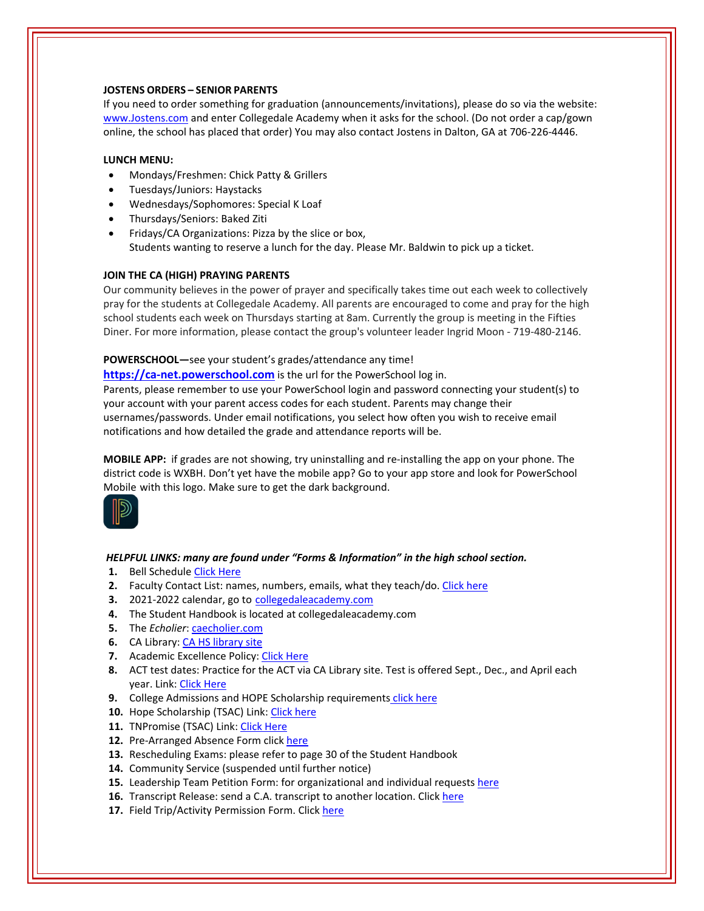**JOSTENS ORDERS – SENIOR PARENTS**

If you need to order something for graduation (announcements/invitations), please do so via the website: www.Jostens.com and enter Collegedale Academy when it asks for the school. (Do not order a cap/gown online, the school has placed that order) You may also contact Jostens in Dalton, GA at 706-226-4446.

**LUNCH MENU:**

- Mondays/Freshmen: Chick Patty & Grillers
- Tuesdays/Juniors: Haystacks
- Wednesdays/Sophomores: Special K Loaf
- Thursdays/Seniors: Baked Ziti
- Fridays/CA Organizations: Pizza by the slice or box,
  Students wanting to reserve a lunch for the day. Please Mr. Baldwin to pick up a ticket.

**JOIN THE CA (HIGH) PRAYING PARENTS**

Our community believes in the power of prayer and specifically takes time out each week to collectively pray for the students at Collegedale Academy. All parents are encouraged to come and pray for the high school students each week on Thursdays starting at 8am. Currently the group is meeting in the Fifties Diner. For more information, please contact the group's volunteer leader Ingrid Moon - 719-480-2146.

**POWERSCHOOL—**see your student's grades/attendance any time!

**https://ca-net.powerschool.com** is the url for the PowerSchool log in.

Parents, please remember to use your PowerSchool login and password connecting your student(s) to your account with your parent access codes for each student. Parents may change their usernames/passwords. Under email notifications, you select how often you wish to receive email notifications and how detailed the grade and attendance reports will be.

**MOBILE APP:** if grades are not showing, try uninstalling and re-installing the app on your phone. The district code is WXBH. Don't yet have the mobile app? Go to your app store and look for PowerSchool Mobile with this logo. Make sure to get the dark background.

***HELPFUL LINKS: many are found under "Forms & Information" in the high school section.***

1. Bell Schedule Click Here
2. Faculty Contact List: names, numbers, emails, what they teach/do. Click here
3. 2021-2022 calendar, go to collegedaleacademy.com
4. The Student Handbook is located at collegedaleacademy.com
5. The *Echolier*: caecholier.com
6. CA Library: CA HS library site
7. Academic Excellence Policy: Click Here
8. ACT test dates: Practice for the ACT via CA Library site. Test is offered Sept., Dec., and April each year. Link: Click Here
9. College Admissions and HOPE Scholarship requirements click here
10. Hope Scholarship (TSAC) Link: Click here
11. TNPromise (TSAC) Link: Click Here
12. Pre-Arranged Absence Form click here
13. Rescheduling Exams: please refer to page 30 of the Student Handbook
14. Community Service (suspended until further notice)
15. Leadership Team Petition Form: for organizational and individual requests here
16. Transcript Release: send a C.A. transcript to another location. Click here
17. Field Trip/Activity Permission Form. Click here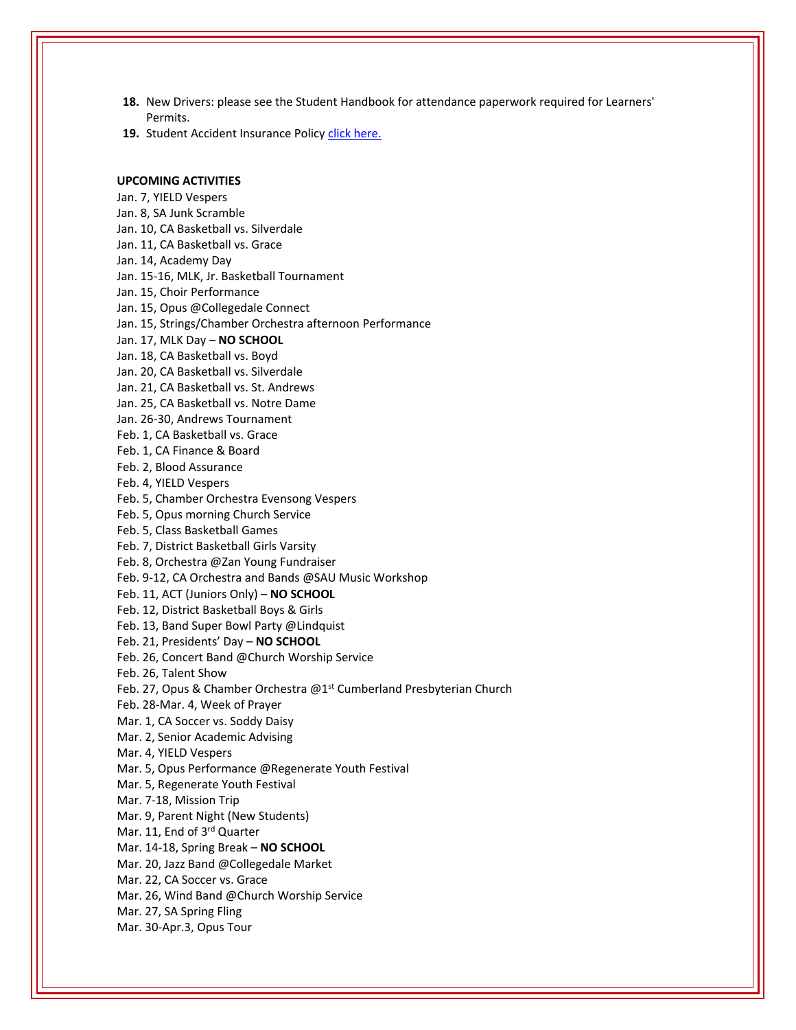18. New Drivers: please see the Student Handbook for attendance paperwork required for Learners' Permits.
19. Student Accident Insurance Policy [click here.]

**UPCOMING ACTIVITIES**

Jan. 7, YIELD Vespers
Jan. 8, SA Junk Scramble
Jan. 10, CA Basketball vs. Silverdale
Jan. 11, CA Basketball vs. Grace
Jan. 14, Academy Day
Jan. 15-16, MLK, Jr. Basketball Tournament
Jan. 15, Choir Performance
Jan. 15, Opus @Collegedale Connect
Jan. 15, Strings/Chamber Orchestra afternoon Performance
Jan. 17, MLK Day – **NO SCHOOL**
Jan. 18, CA Basketball vs. Boyd
Jan. 20, CA Basketball vs. Silverdale
Jan. 21, CA Basketball vs. St. Andrews
Jan. 25, CA Basketball vs. Notre Dame
Jan. 26-30, Andrews Tournament
Feb. 1, CA Basketball vs. Grace
Feb. 1, CA Finance & Board
Feb. 2, Blood Assurance
Feb. 4, YIELD Vespers
Feb. 5, Chamber Orchestra Evensong Vespers
Feb. 5, Opus morning Church Service
Feb. 5, Class Basketball Games
Feb. 7, District Basketball Girls Varsity
Feb. 8, Orchestra @Zan Young Fundraiser
Feb. 9-12, CA Orchestra and Bands @SAU Music Workshop
Feb. 11, ACT (Juniors Only) – **NO SCHOOL**
Feb. 12, District Basketball Boys & Girls
Feb. 13, Band Super Bowl Party @Lindquist
Feb. 21, Presidents' Day – **NO SCHOOL**
Feb. 26, Concert Band @Church Worship Service
Feb. 26, Talent Show
Feb. 27, Opus & Chamber Orchestra @1st Cumberland Presbyterian Church
Feb. 28-Mar. 4, Week of Prayer
Mar. 1, CA Soccer vs. Soddy Daisy
Mar. 2, Senior Academic Advising
Mar. 4, YIELD Vespers
Mar. 5, Opus Performance @Regenerate Youth Festival
Mar. 5, Regenerate Youth Festival
Mar. 7-18, Mission Trip
Mar. 9, Parent Night (New Students)
Mar. 11, End of 3rd Quarter
Mar. 14-18, Spring Break – **NO SCHOOL**
Mar. 20, Jazz Band @Collegedale Market
Mar. 22, CA Soccer vs. Grace
Mar. 26, Wind Band @Church Worship Service
Mar. 27, SA Spring Fling
Mar. 30-Apr.3, Opus Tour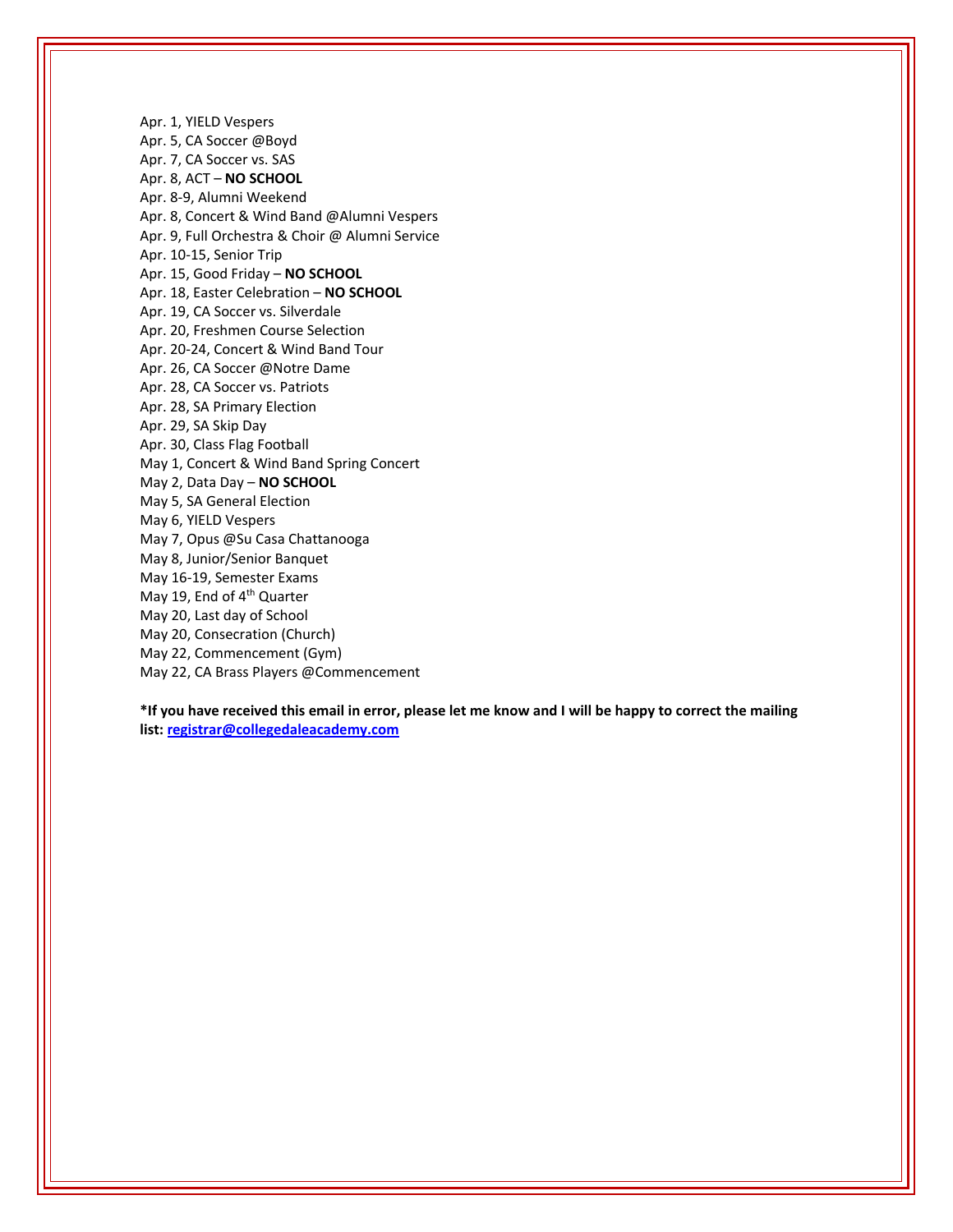Apr. 1, YIELD Vespers
Apr. 5, CA Soccer @Boyd
Apr. 7, CA Soccer vs. SAS
Apr. 8, ACT – **NO SCHOOL**
Apr. 8-9, Alumni Weekend
Apr. 8, Concert & Wind Band @Alumni Vespers
Apr. 9, Full Orchestra & Choir @ Alumni Service
Apr. 10-15, Senior Trip
Apr. 15, Good Friday – **NO SCHOOL**
Apr. 18, Easter Celebration – **NO SCHOOL**
Apr. 19, CA Soccer vs. Silverdale
Apr. 20, Freshmen Course Selection
Apr. 20-24, Concert & Wind Band Tour
Apr. 26, CA Soccer @Notre Dame
Apr. 28, CA Soccer vs. Patriots
Apr. 28, SA Primary Election
Apr. 29, SA Skip Day
Apr. 30, Class Flag Football
May 1, Concert & Wind Band Spring Concert
May 2, Data Day – **NO SCHOOL**
May 5, SA General Election
May 6, YIELD Vespers
May 7, Opus @Su Casa Chattanooga
May 8, Junior/Senior Banquet
May 16-19, Semester Exams
May 19, End of 4th Quarter
May 20, Last day of School
May 20, Consecration (Church)
May 22, Commencement (Gym)
May 22, CA Brass Players @Commencement

**\*If you have received this email in error, please let me know and I will be happy to correct the mailing list: [registrar@collegedaleacademy.com](mailto:registrar@collegedaleacademy.com)**